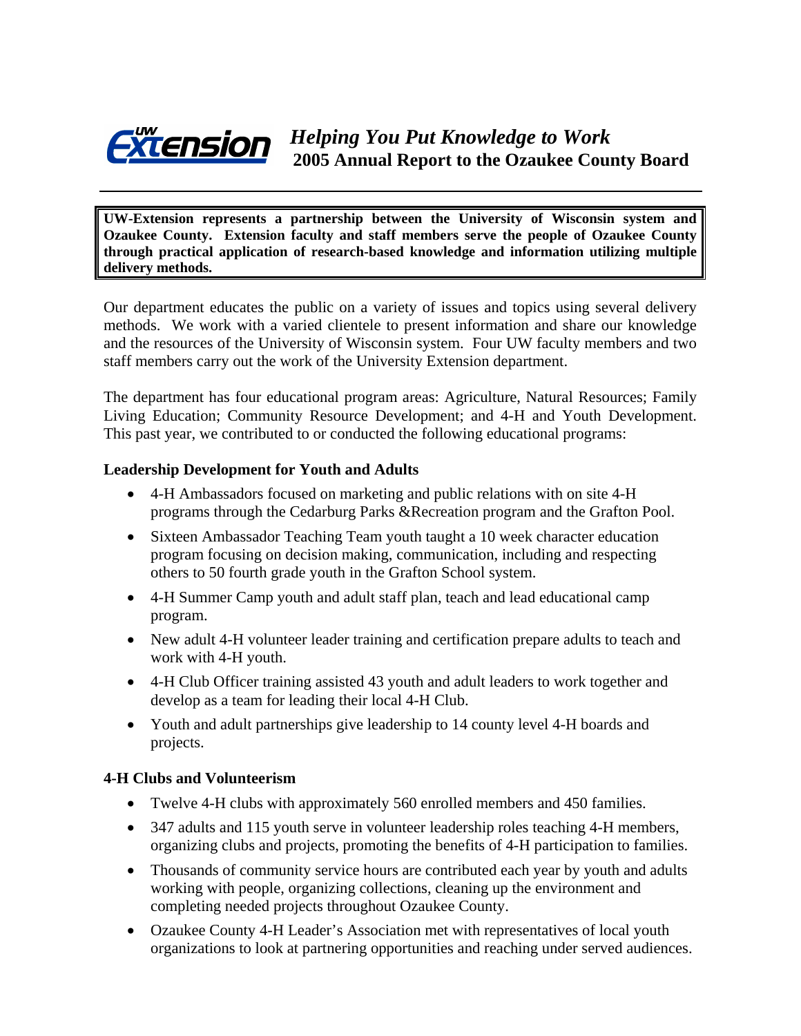# *Helping You Put Knowledge to Work*

## 2005 Annual Report to the Ozaukee County Board

**UW-Extension represents a partnership between the University of Wisconsin system and Ozaukee County. Extension faculty and staff members serve the people of Ozaukee County through practical application of research-based knowledge and information utilizing multiple delivery methods.**

Our department educates the public on a variety of issues and topics using several delivery methods. We work with a varied clientele to present information and share our knowledge and the resources of the University of Wisconsin system. Four UW faculty members and two staff members carry out the work of the University Extension department.

The department has four educational program areas: Agriculture, Natural Resources; Family Living Education; Community Resource Development; and 4-H and Youth Development. This past year, we contributed to or conducted the following educational programs:

### Leadership Development for Youth and Adults

- 4-H Ambassadors focused on marketing and public relations with on site 4-H programs through the Cedarburg Parks &Recreation program and the Grafton Pool.
- Sixteen Ambassador Teaching Team youth taught a 10 week character education program focusing on decision making, communication, including and respecting others to 50 fourth grade youth in the Grafton School system.
- 4-H Summer Camp youth and adult staff plan, teach and lead educational camp program.
- New adult 4-H volunteer leader training and certification prepare adults to teach and work with 4-H youth.
- 4-H Club Officer training assisted 43 youth and adult leaders to work together and develop as a team for leading their local 4-H Club.
- Youth and adult partnerships give leadership to 14 county level 4-H boards and projects.

### 4-H Clubs and Volunteerism

- Twelve 4-H clubs with approximately 560 enrolled members and 450 families.
- 347 adults and 115 youth serve in volunteer leadership roles teaching 4-H members, organizing clubs and projects, promoting the benefits of 4-H participation to families.
- Thousands of community service hours are contributed each year by youth and adults working with people, organizing collections, cleaning up the environment and completing needed projects throughout Ozaukee County.
- Ozaukee County 4-H Leader's Association met with representatives of local youth organizations to look at partnering opportunities and reaching under served audiences.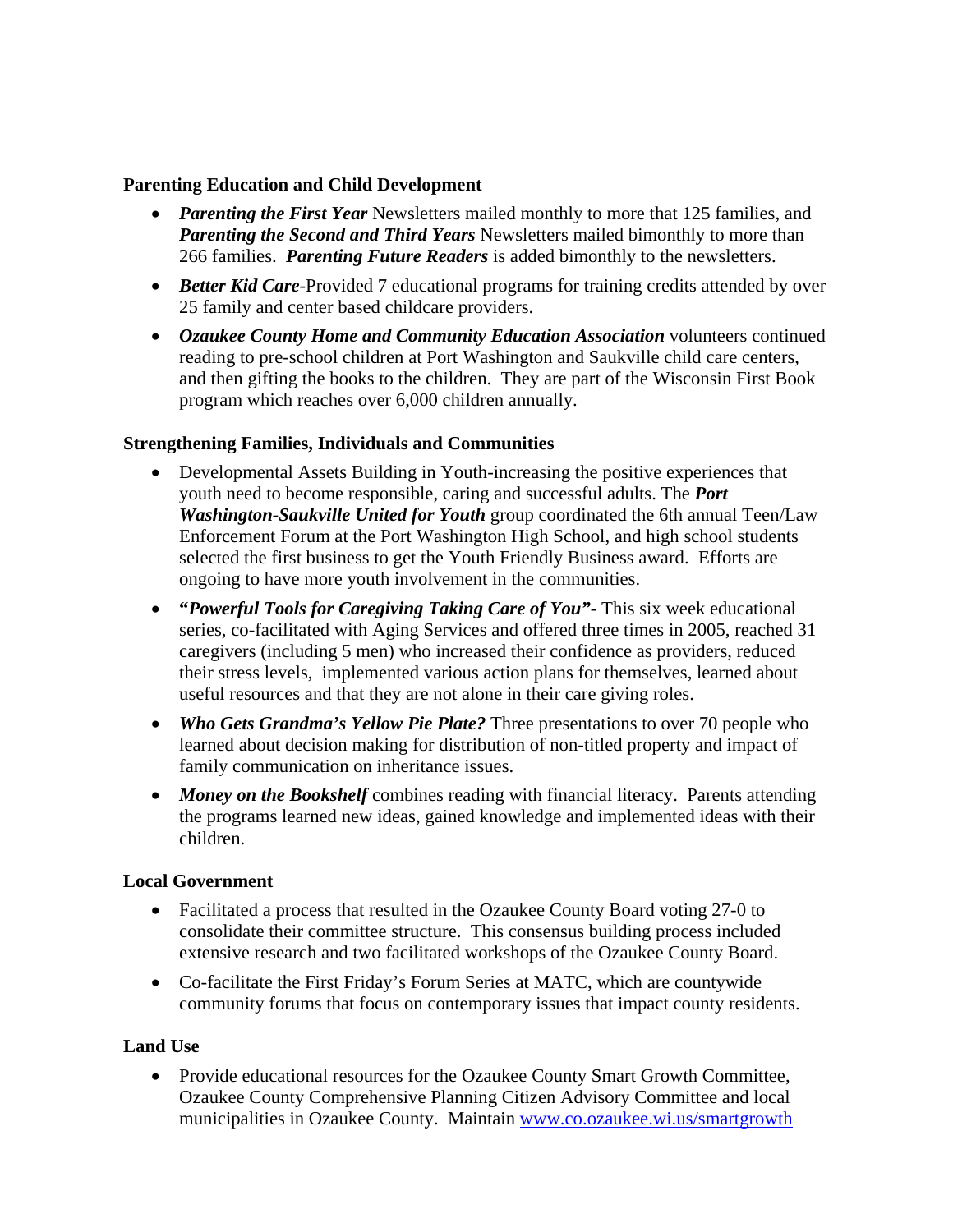**Parenting Education and Child Development**

- ***Parenting the First Year*** Newsletters mailed monthly to more that 125 families, and ***Parenting the Second and Third Years*** Newsletters mailed bimonthly to more than 266 families. ***Parenting Future Readers*** is added bimonthly to the newsletters.
- ***Better Kid Care***-Provided 7 educational programs for training credits attended by over 25 family and center based childcare providers.
- ***Ozaukee County Home and Community Education Association*** volunteers continued reading to pre-school children at Port Washington and Saukville child care centers, and then gifting the books to the children. They are part of the Wisconsin First Book program which reaches over 6,000 children annually.

**Strengthening Families, Individuals and Communities**

- Developmental Assets Building in Youth-increasing the positive experiences that youth need to become responsible, caring and successful adults. The ***Port Washington-Saukville United for Youth*** group coordinated the 6th annual Teen/Law Enforcement Forum at the Port Washington High School, and high school students selected the first business to get the Youth Friendly Business award. Efforts are ongoing to have more youth involvement in the communities.
- **"*Powerful Tools for Caregiving Taking Care of You*"**- This six week educational series, co-facilitated with Aging Services and offered three times in 2005, reached 31 caregivers (including 5 men) who increased their confidence as providers, reduced their stress levels, implemented various action plans for themselves, learned about useful resources and that they are not alone in their care giving roles.
- ***Who Gets Grandma's Yellow Pie Plate?*** Three presentations to over 70 people who learned about decision making for distribution of non-titled property and impact of family communication on inheritance issues.
- ***Money on the Bookshelf*** combines reading with financial literacy. Parents attending the programs learned new ideas, gained knowledge and implemented ideas with their children.

**Local Government**

- Facilitated a process that resulted in the Ozaukee County Board voting 27-0 to consolidate their committee structure. This consensus building process included extensive research and two facilitated workshops of the Ozaukee County Board.
- Co-facilitate the First Friday's Forum Series at MATC, which are countywide community forums that focus on contemporary issues that impact county residents.

**Land Use**

- Provide educational resources for the Ozaukee County Smart Growth Committee, Ozaukee County Comprehensive Planning Citizen Advisory Committee and local municipalities in Ozaukee County. Maintain www.co.ozaukee.wi.us/smartgrowth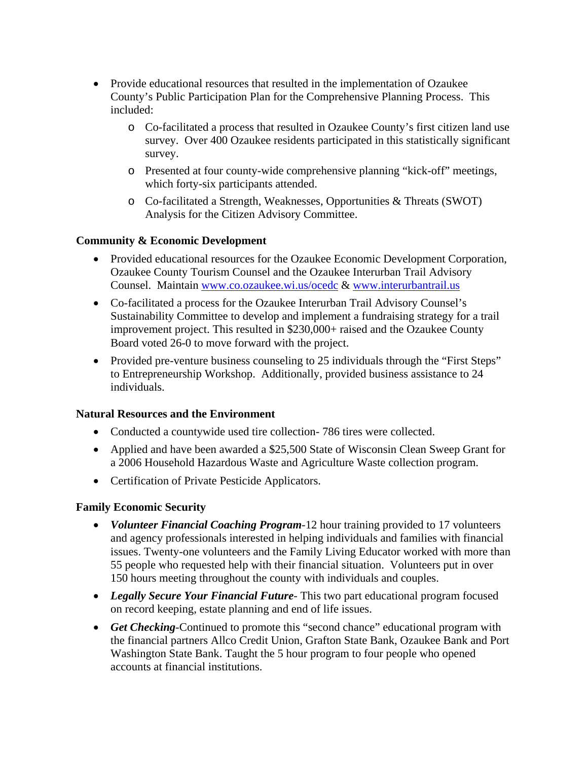- Provide educational resources that resulted in the implementation of Ozaukee County's Public Participation Plan for the Comprehensive Planning Process. This included:
  - Co-facilitated a process that resulted in Ozaukee County's first citizen land use survey. Over 400 Ozaukee residents participated in this statistically significant survey.
  - Presented at four county-wide comprehensive planning "kick-off" meetings, which forty-six participants attended.
  - Co-facilitated a Strength, Weaknesses, Opportunities & Threats (SWOT) Analysis for the Citizen Advisory Committee.

**Community & Economic Development**

- Provided educational resources for the Ozaukee Economic Development Corporation, Ozaukee County Tourism Counsel and the Ozaukee Interurban Trail Advisory Counsel. Maintain [www.co.ozaukee.wi.us/ocedc](http://www.co.ozaukee.wi.us/ocedc) & [www.interurbantrail.us](http://www.interurbantrail.us)
- Co-facilitated a process for the Ozaukee Interurban Trail Advisory Counsel's Sustainability Committee to develop and implement a fundraising strategy for a trail improvement project. This resulted in $230,000+ raised and the Ozaukee County Board voted 26-0 to move forward with the project.
- Provided pre-venture business counseling to 25 individuals through the "First Steps" to Entrepreneurship Workshop. Additionally, provided business assistance to 24 individuals.

**Natural Resources and the Environment**

- Conducted a countywide used tire collection- 786 tires were collected.
- Applied and have been awarded a $25,500 State of Wisconsin Clean Sweep Grant for a 2006 Household Hazardous Waste and Agriculture Waste collection program.
- Certification of Private Pesticide Applicators.

**Family Economic Security**

- ***Volunteer Financial Coaching Program***-12 hour training provided to 17 volunteers and agency professionals interested in helping individuals and families with financial issues. Twenty-one volunteers and the Family Living Educator worked with more than 55 people who requested help with their financial situation. Volunteers put in over 150 hours meeting throughout the county with individuals and couples.
- ***Legally Secure Your Financial Future***- This two part educational program focused on record keeping, estate planning and end of life issues.
- ***Get Checking***-Continued to promote this "second chance" educational program with the financial partners Allco Credit Union, Grafton State Bank, Ozaukee Bank and Port Washington State Bank. Taught the 5 hour program to four people who opened accounts at financial institutions.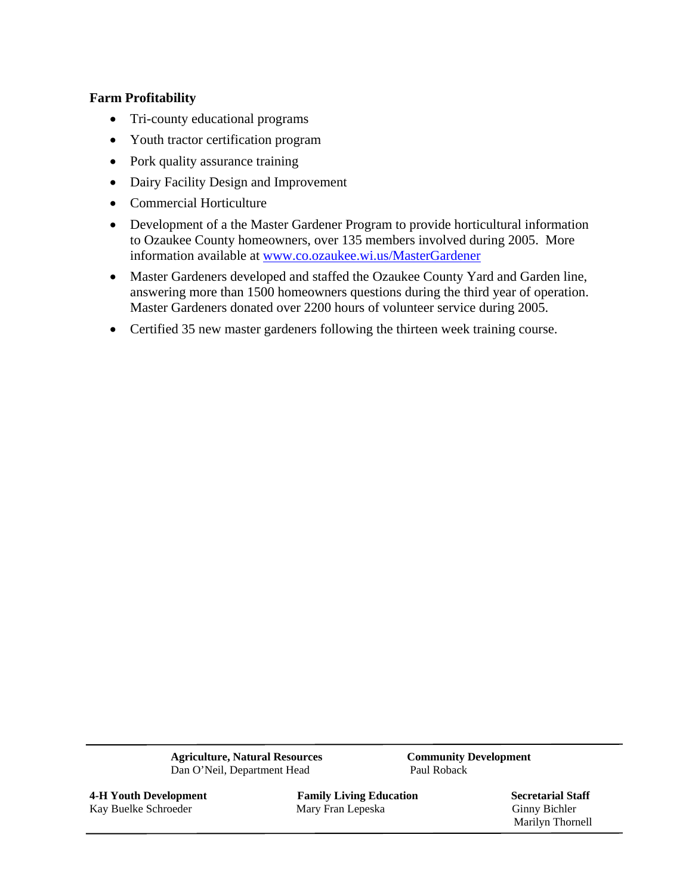**Farm Profitability**

- Tri-county educational programs
- Youth tractor certification program
- Pork quality assurance training
- Dairy Facility Design and Improvement
- Commercial Horticulture
- Development of a the Master Gardener Program to provide horticultural information to Ozaukee County homeowners, over 135 members involved during 2005. More information available at [www.co.ozaukee.wi.us/MasterGardener](http://www.co.ozaukee.wi.us/MasterGardener)
- Master Gardeners developed and staffed the Ozaukee County Yard and Garden line, answering more than 1500 homeowners questions during the third year of operation. Master Gardeners donated over 2200 hours of volunteer service during 2005.
- Certified 35 new master gardeners following the thirteen week training course.

---

**Agriculture, Natural Resources**
Dan O'Neil, Department Head

**Community Development**
Paul Roback

**4-H Youth Development**
Kay Buelke Schroeder

**Family Living Education**
Mary Fran Lepeska

**Secretarial Staff**
Ginny Bichler
Marilyn Thornell